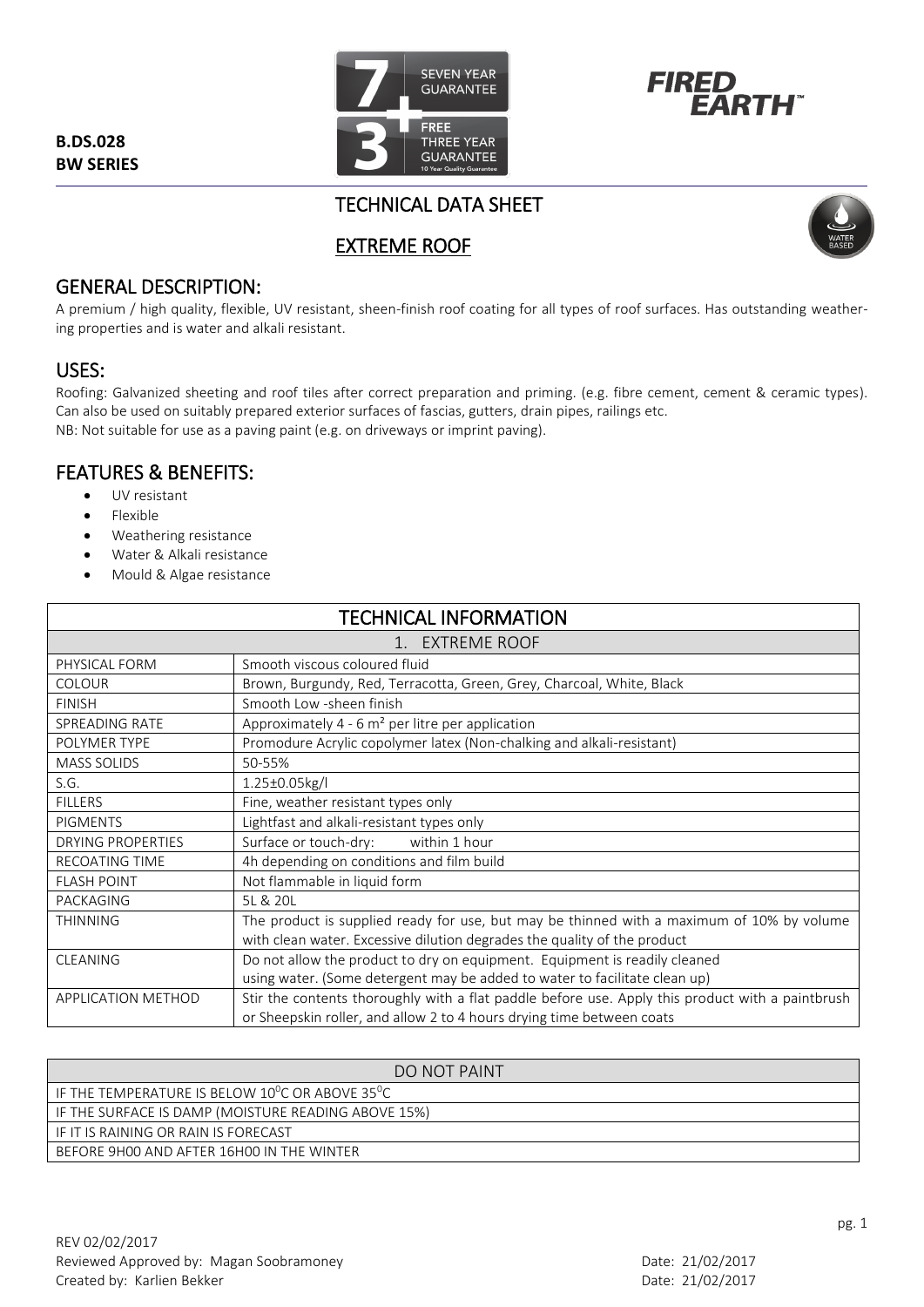**B.DS.028**
**BW SERIES**

SEVEN YEAR GUARANTEE + FREE THREE YEAR GUARANTEE 10 Year Quality Guarantee

FIRED EARTH™

# TECHNICAL DATA SHEET

## EXTREME ROOF

WATER BASED

## GENERAL DESCRIPTION:

A premium / high quality, flexible, UV resistant, sheen-finish roof coating for all types of roof surfaces. Has outstanding weathering properties and is water and alkali resistant.

## USES:

Roofing: Galvanized sheeting and roof tiles after correct preparation and priming. (e.g. fibre cement, cement & ceramic types). Can also be used on suitably prepared exterior surfaces of fascias, gutters, drain pipes, railings etc.
NB: Not suitable for use as a paving paint (e.g. on driveways or imprint paving).

## FEATURES & BENEFITS:

- UV resistant
- Flexible
- Weathering resistance
- Water & Alkali resistance
- Mould & Algae resistance

| TECHNICAL INFORMATION | |
|---|---|
| 1. EXTREME ROOF | |
| PHYSICAL FORM | Smooth viscous coloured fluid |
| COLOUR | Brown, Burgundy, Red, Terracotta, Green, Grey, Charcoal, White, Black |
| FINISH | Smooth Low -sheen finish |
| SPREADING RATE | Approximately 4 - 6 m² per litre per application |
| POLYMER TYPE | Promodure Acrylic copolymer latex (Non-chalking and alkali-resistant) |
| MASS SOLIDS | 50-55% |
| S.G. | 1.25±0.05kg/l |
| FILLERS | Fine, weather resistant types only |
| PIGMENTS | Lightfast and alkali-resistant types only |
| DRYING PROPERTIES | Surface or touch-dry: within 1 hour |
| RECOATING TIME | 4h depending on conditions and film build |
| FLASH POINT | Not flammable in liquid form |
| PACKAGING | 5L & 20L |
| THINNING | The product is supplied ready for use, but may be thinned with a maximum of 10% by volume with clean water. Excessive dilution degrades the quality of the product |
| CLEANING | Do not allow the product to dry on equipment. Equipment is readily cleaned using water. (Some detergent may be added to water to facilitate clean up) |
| APPLICATION METHOD | Stir the contents thoroughly with a flat paddle before use. Apply this product with a paintbrush or Sheepskin roller, and allow 2 to 4 hours drying time between coats |

| DO NOT PAINT |
|---|
| IF THE TEMPERATURE IS BELOW 10$^0$C OR ABOVE 35$^0$C |
| IF THE SURFACE IS DAMP (MOISTURE READING ABOVE 15%) |
| IF IT IS RAINING OR RAIN IS FORECAST |
| BEFORE 9H00 AND AFTER 16H00 IN THE WINTER |

REV 02/02/2017
Reviewed Approved by: Magan Soobramoney — Date: 21/02/2017
Created by: Karlien Bekker — Date: 21/02/2017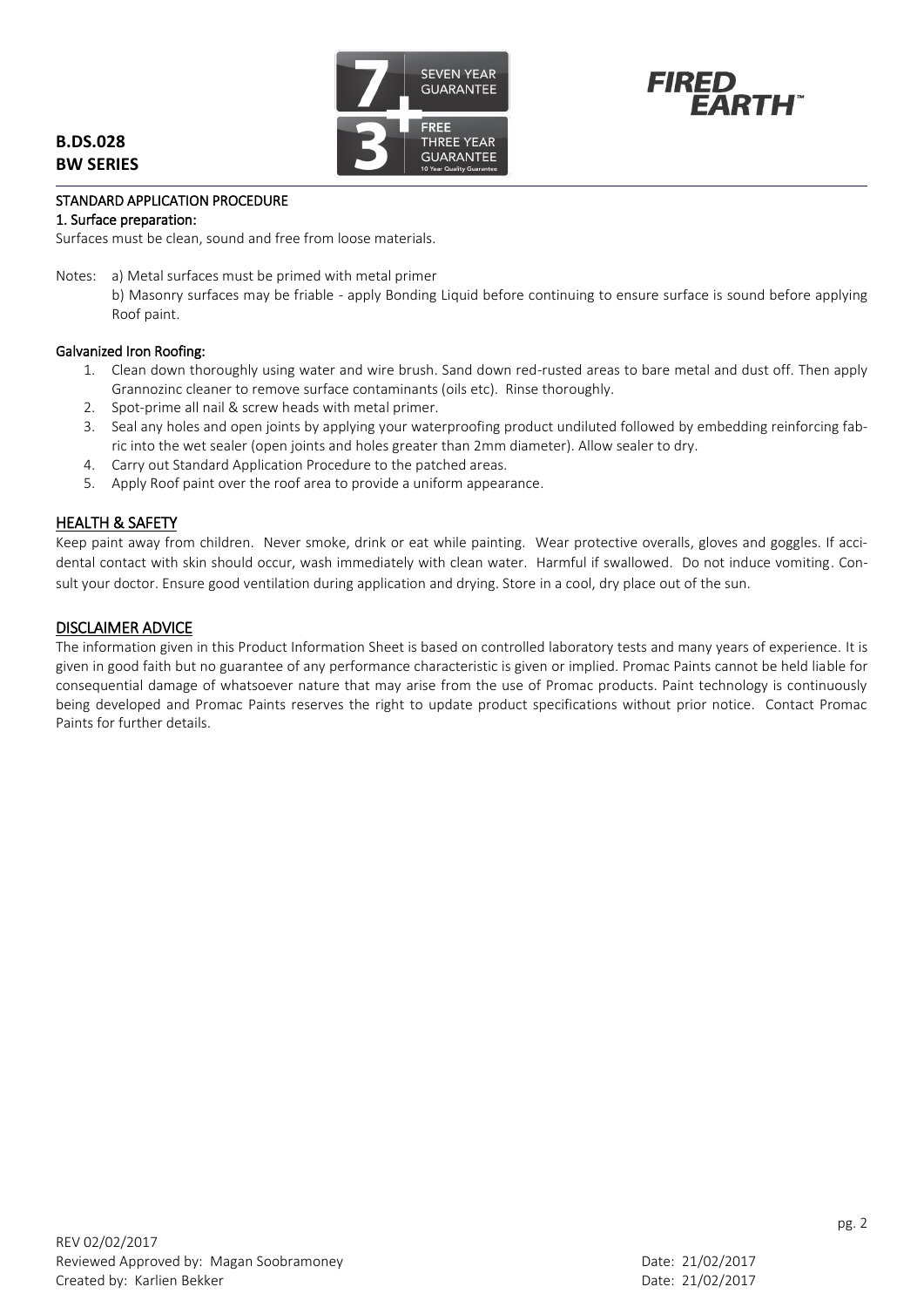**B.DS.028**
**BW SERIES**

SEVEN YEAR GUARANTEE
FREE THREE YEAR GUARANTEE
10 Year Quality Guarantee

FIRED EARTH™

STANDARD APPLICATION PROCEDURE

1. Surface preparation:

Surfaces must be clean, sound and free from loose materials.

Notes: a) Metal surfaces must be primed with metal primer

b) Masonry surfaces may be friable - apply Bonding Liquid before continuing to ensure surface is sound before applying Roof paint.

Galvanized Iron Roofing:

1. Clean down thoroughly using water and wire brush. Sand down red-rusted areas to bare metal and dust off. Then apply Grannozinc cleaner to remove surface contaminants (oils etc). Rinse thoroughly.
2. Spot-prime all nail & screw heads with metal primer.
3. Seal any holes and open joints by applying your waterproofing product undiluted followed by embedding reinforcing fabric into the wet sealer (open joints and holes greater than 2mm diameter). Allow sealer to dry.
4. Carry out Standard Application Procedure to the patched areas.
5. Apply Roof paint over the roof area to provide a uniform appearance.

## HEALTH & SAFETY

Keep paint away from children. Never smoke, drink or eat while painting. Wear protective overalls, gloves and goggles. If accidental contact with skin should occur, wash immediately with clean water. Harmful if swallowed. Do not induce vomiting. Consult your doctor. Ensure good ventilation during application and drying. Store in a cool, dry place out of the sun.

## DISCLAIMER ADVICE

The information given in this Product Information Sheet is based on controlled laboratory tests and many years of experience. It is given in good faith but no guarantee of any performance characteristic is given or implied. Promac Paints cannot be held liable for consequential damage of whatsoever nature that may arise from the use of Promac products. Paint technology is continuously being developed and Promac Paints reserves the right to update product specifications without prior notice. Contact Promac Paints for further details.

REV 02/02/2017
Reviewed Approved by: Magan Soobramoney Date: 21/02/2017
Created by: Karlien Bekker Date: 21/02/2017